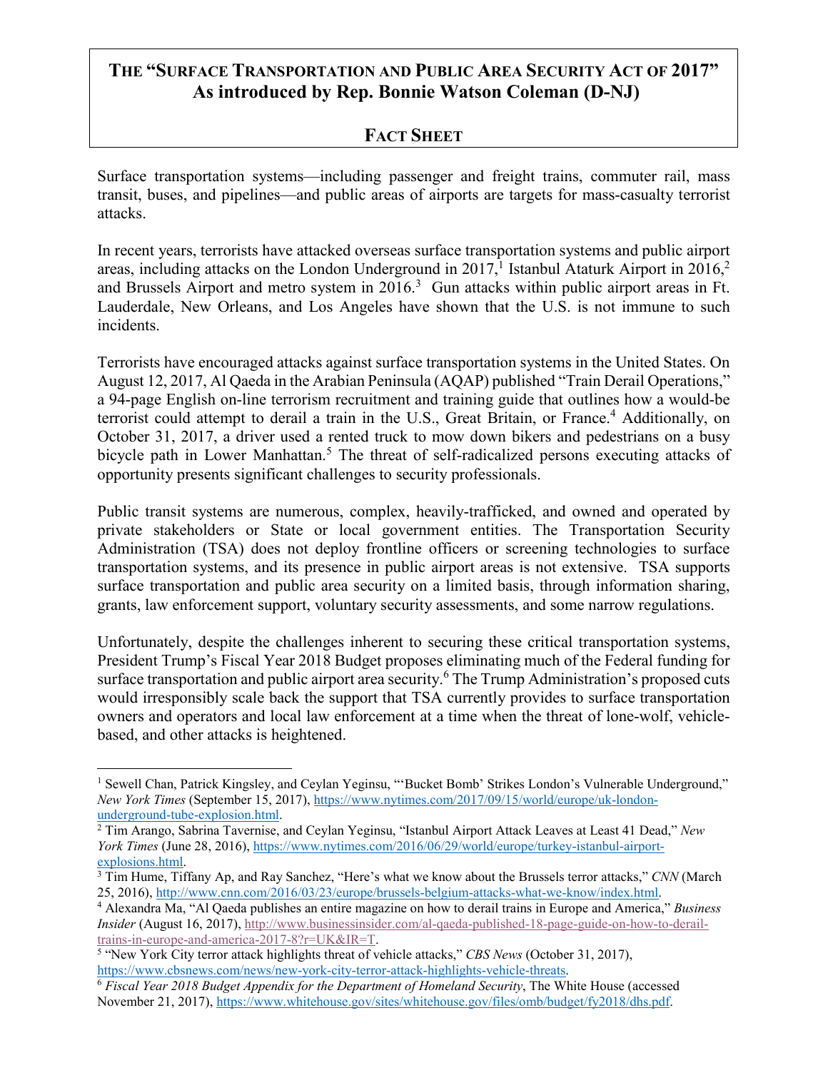# The "Surface Transportation and Public Area Security Act of 2017" As introduced by Rep. Bonnie Watson Coleman (D-NJ)

## Fact Sheet

Surface transportation systems—including passenger and freight trains, commuter rail, mass transit, buses, and pipelines—and public areas of airports are targets for mass-casualty terrorist attacks.

In recent years, terrorists have attacked overseas surface transportation systems and public airport areas, including attacks on the London Underground in 2017,[1] Istanbul Ataturk Airport in 2016,[2] and Brussels Airport and metro system in 2016.[3] Gun attacks within public airport areas in Ft. Lauderdale, New Orleans, and Los Angeles have shown that the U.S. is not immune to such incidents.

Terrorists have encouraged attacks against surface transportation systems in the United States. On August 12, 2017, Al Qaeda in the Arabian Peninsula (AQAP) published "Train Derail Operations," a 94-page English on-line terrorism recruitment and training guide that outlines how a would-be terrorist could attempt to derail a train in the U.S., Great Britain, or France.[4] Additionally, on October 31, 2017, a driver used a rented truck to mow down bikers and pedestrians on a busy bicycle path in Lower Manhattan.[5] The threat of self-radicalized persons executing attacks of opportunity presents significant challenges to security professionals.

Public transit systems are numerous, complex, heavily-trafficked, and owned and operated by private stakeholders or State or local government entities. The Transportation Security Administration (TSA) does not deploy frontline officers or screening technologies to surface transportation systems, and its presence in public airport areas is not extensive. TSA supports surface transportation and public area security on a limited basis, through information sharing, grants, law enforcement support, voluntary security assessments, and some narrow regulations.

Unfortunately, despite the challenges inherent to securing these critical transportation systems, President Trump's Fiscal Year 2018 Budget proposes eliminating much of the Federal funding for surface transportation and public airport area security.[6] The Trump Administration's proposed cuts would irresponsibly scale back the support that TSA currently provides to surface transportation owners and operators and local law enforcement at a time when the threat of lone-wolf, vehicle-based, and other attacks is heightened.

---

[1] Sewell Chan, Patrick Kingsley, and Ceylan Yeginsu, "'Bucket Bomb' Strikes London's Vulnerable Underground," *New York Times* (September 15, 2017), https://www.nytimes.com/2017/09/15/world/europe/uk-london-underground-tube-explosion.html.

[2] Tim Arango, Sabrina Tavernise, and Ceylan Yeginsu, "Istanbul Airport Attack Leaves at Least 41 Dead," *New York Times* (June 28, 2016), https://www.nytimes.com/2016/06/29/world/europe/turkey-istanbul-airport-explosions.html.

[3] Tim Hume, Tiffany Ap, and Ray Sanchez, "Here's what we know about the Brussels terror attacks," *CNN* (March 25, 2016), http://www.cnn.com/2016/03/23/europe/brussels-belgium-attacks-what-we-know/index.html.

[4] Alexandra Ma, "Al Qaeda publishes an entire magazine on how to derail trains in Europe and America," *Business Insider* (August 16, 2017), http://www.businessinsider.com/al-qaeda-published-18-page-guide-on-how-to-derail-trains-in-europe-and-america-2017-8?r=UK&IR=T.

[5] "New York City terror attack highlights threat of vehicle attacks," *CBS News* (October 31, 2017), https://www.cbsnews.com/news/new-york-city-terror-attack-highlights-vehicle-threats.

[6] *Fiscal Year 2018 Budget Appendix for the Department of Homeland Security*, The White House (accessed November 21, 2017), https://www.whitehouse.gov/sites/whitehouse.gov/files/omb/budget/fy2018/dhs.pdf.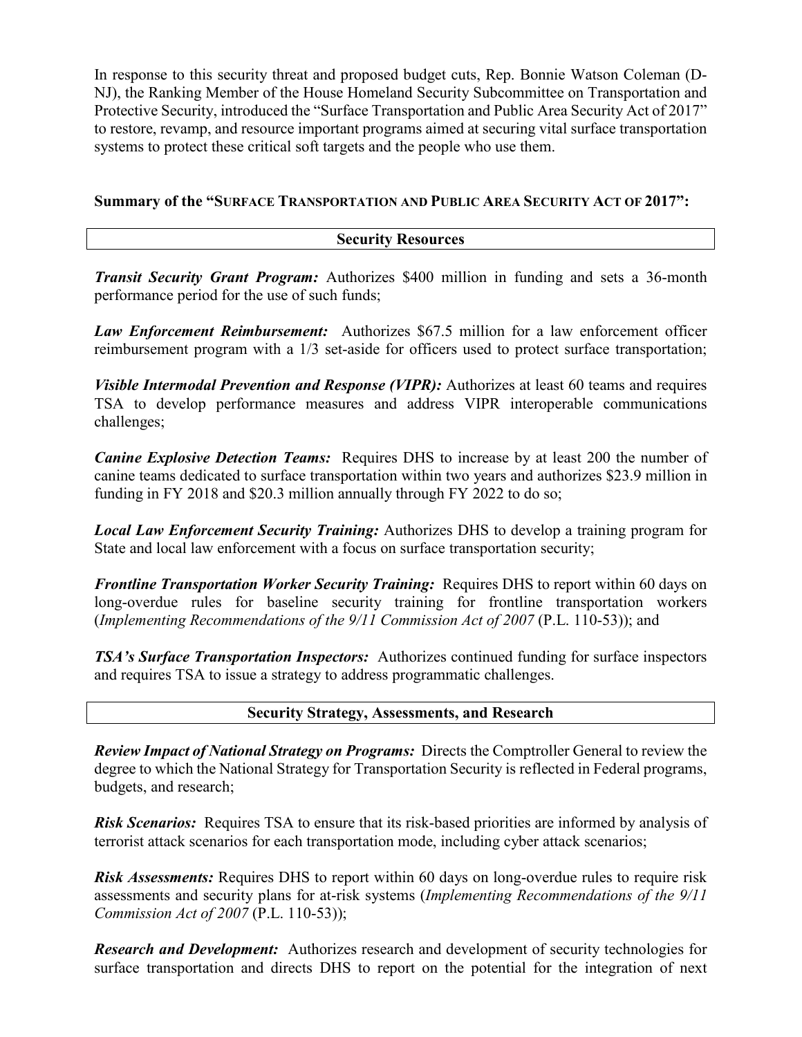In response to this security threat and proposed budget cuts, Rep. Bonnie Watson Coleman (D-NJ), the Ranking Member of the House Homeland Security Subcommittee on Transportation and Protective Security, introduced the "Surface Transportation and Public Area Security Act of 2017" to restore, revamp, and resource important programs aimed at securing vital surface transportation systems to protect these critical soft targets and the people who use them.

## Summary of the "Surface Transportation and Public Area Security Act of 2017":

### Security Resources

***Transit Security Grant Program:*** Authorizes $400 million in funding and sets a 36-month performance period for the use of such funds;

***Law Enforcement Reimbursement:*** Authorizes $67.5 million for a law enforcement officer reimbursement program with a 1/3 set-aside for officers used to protect surface transportation;

***Visible Intermodal Prevention and Response (VIPR):*** Authorizes at least 60 teams and requires TSA to develop performance measures and address VIPR interoperable communications challenges;

***Canine Explosive Detection Teams:*** Requires DHS to increase by at least 200 the number of canine teams dedicated to surface transportation within two years and authorizes $23.9 million in funding in FY 2018 and $20.3 million annually through FY 2022 to do so;

***Local Law Enforcement Security Training:*** Authorizes DHS to develop a training program for State and local law enforcement with a focus on surface transportation security;

***Frontline Transportation Worker Security Training:*** Requires DHS to report within 60 days on long-overdue rules for baseline security training for frontline transportation workers (*Implementing Recommendations of the 9/11 Commission Act of 2007* (P.L. 110-53)); and

***TSA's Surface Transportation Inspectors:*** Authorizes continued funding for surface inspectors and requires TSA to issue a strategy to address programmatic challenges.

### Security Strategy, Assessments, and Research

***Review Impact of National Strategy on Programs:*** Directs the Comptroller General to review the degree to which the National Strategy for Transportation Security is reflected in Federal programs, budgets, and research;

***Risk Scenarios:*** Requires TSA to ensure that its risk-based priorities are informed by analysis of terrorist attack scenarios for each transportation mode, including cyber attack scenarios;

***Risk Assessments:*** Requires DHS to report within 60 days on long-overdue rules to require risk assessments and security plans for at-risk systems (*Implementing Recommendations of the 9/11 Commission Act of 2007* (P.L. 110-53));

***Research and Development:*** Authorizes research and development of security technologies for surface transportation and directs DHS to report on the potential for the integration of next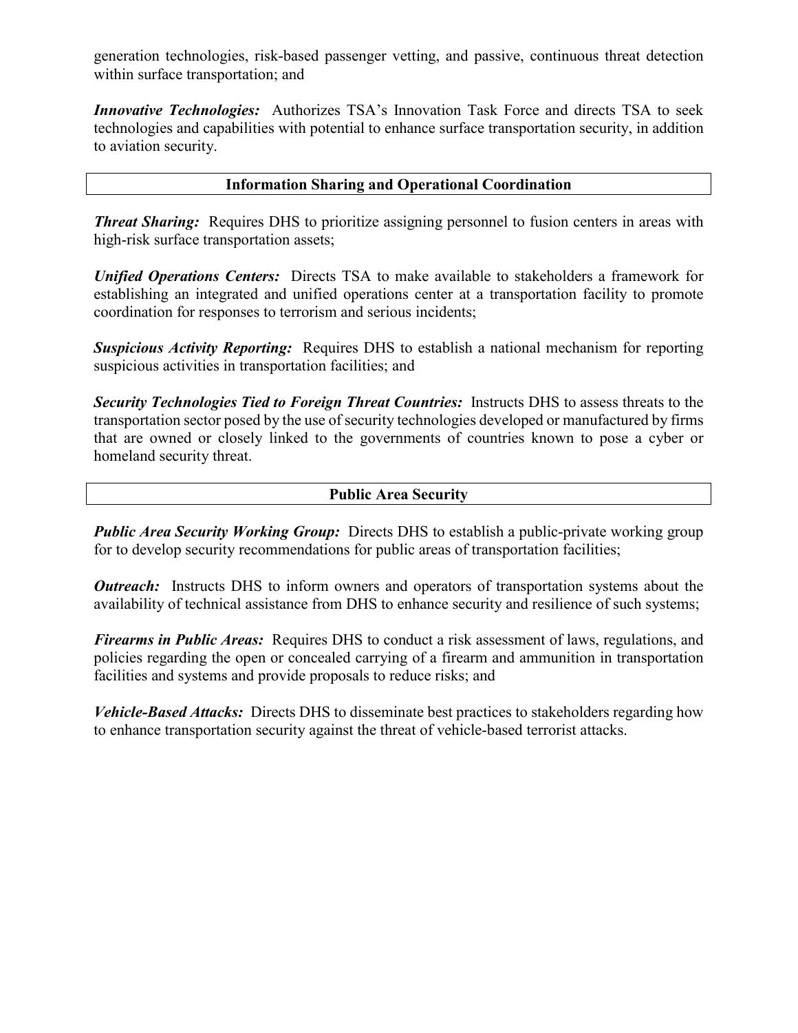generation technologies, risk-based passenger vetting, and passive, continuous threat detection within surface transportation; and

***Innovative Technologies:*** Authorizes TSA's Innovation Task Force and directs TSA to seek technologies and capabilities with potential to enhance surface transportation security, in addition to aviation security.

## Information Sharing and Operational Coordination

***Threat Sharing:*** Requires DHS to prioritize assigning personnel to fusion centers in areas with high-risk surface transportation assets;

***Unified Operations Centers:*** Directs TSA to make available to stakeholders a framework for establishing an integrated and unified operations center at a transportation facility to promote coordination for responses to terrorism and serious incidents;

***Suspicious Activity Reporting:*** Requires DHS to establish a national mechanism for reporting suspicious activities in transportation facilities; and

***Security Technologies Tied to Foreign Threat Countries:*** Instructs DHS to assess threats to the transportation sector posed by the use of security technologies developed or manufactured by firms that are owned or closely linked to the governments of countries known to pose a cyber or homeland security threat.

## Public Area Security

***Public Area Security Working Group:*** Directs DHS to establish a public-private working group for to develop security recommendations for public areas of transportation facilities;

***Outreach:*** Instructs DHS to inform owners and operators of transportation systems about the availability of technical assistance from DHS to enhance security and resilience of such systems;

***Firearms in Public Areas:*** Requires DHS to conduct a risk assessment of laws, regulations, and policies regarding the open or concealed carrying of a firearm and ammunition in transportation facilities and systems and provide proposals to reduce risks; and

***Vehicle-Based Attacks:*** Directs DHS to disseminate best practices to stakeholders regarding how to enhance transportation security against the threat of vehicle-based terrorist attacks.